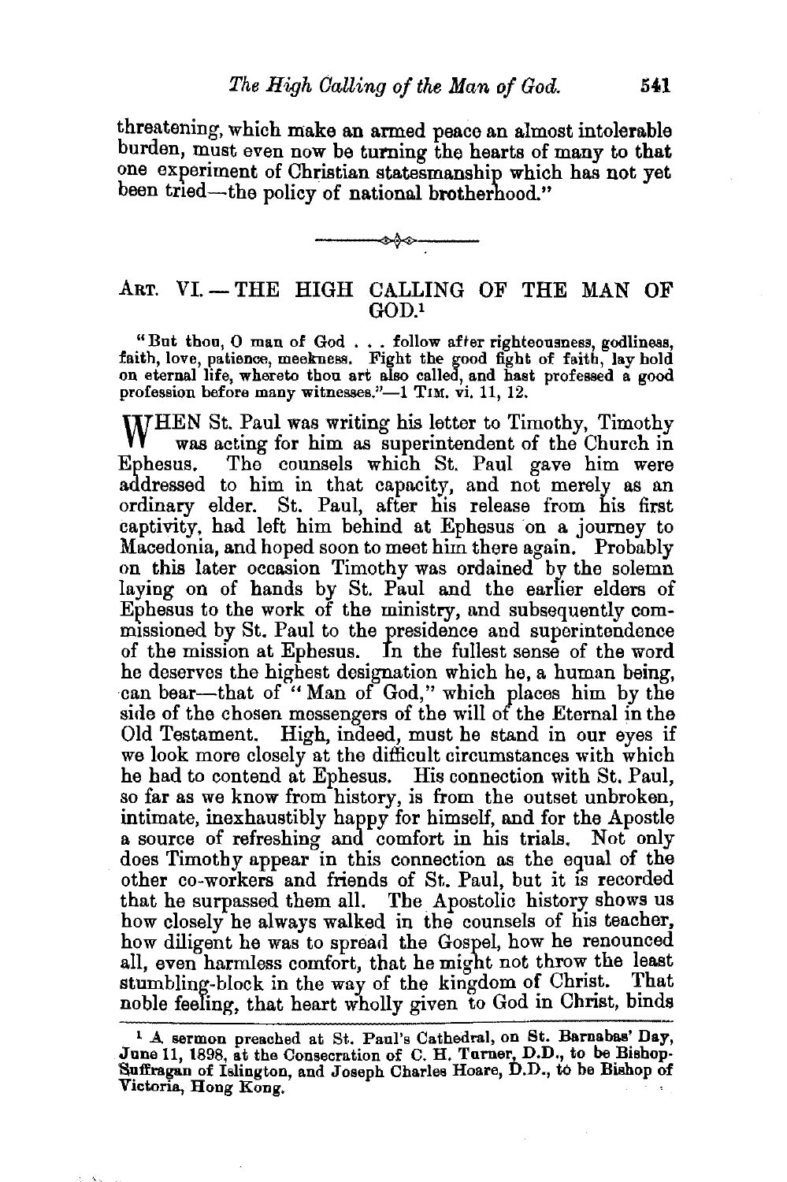threatening, which make an armed peace an almost intolerable burden, must even now be turning the hearts of many to that one experiment of Christian statesmanship which has not yet been tried—the policy of national brotherhood."

---

## ART. VI.—THE HIGH CALLING OF THE MAN OF GOD.[1]

"But thou, O man of God . . . follow after righteousness, godliness, faith, love, patience, meekness. Fight the good fight of faith, lay hold on eternal life, whereto thou art also called, and hast professed a good profession before many witnesses."—1 TIM. vi. 11, 12.

WHEN St. Paul was writing his letter to Timothy, Timothy was acting for him as superintendent of the Church in Ephesus. The counsels which St. Paul gave him were addressed to him in that capacity, and not merely as an ordinary elder. St. Paul, after his release from his first captivity, had left him behind at Ephesus on a journey to Macedonia, and hoped soon to meet him there again. Probably on this later occasion Timothy was ordained by the solemn laying on of hands by St. Paul and the earlier elders of Ephesus to the work of the ministry, and subsequently commissioned by St. Paul to the presidence and superintendence of the mission at Ephesus. In the fullest sense of the word he deserves the highest designation which he, a human being, can bear—that of "Man of God," which places him by the side of the chosen messengers of the will of the Eternal in the Old Testament. High, indeed, must he stand in our eyes if we look more closely at the difficult circumstances with which he had to contend at Ephesus. His connection with St. Paul, so far as we know from history, is from the outset unbroken, intimate, inexhaustibly happy for himself, and for the Apostle a source of refreshing and comfort in his trials. Not only does Timothy appear in this connection as the equal of the other co-workers and friends of St. Paul, but it is recorded that he surpassed them all. The Apostolic history shows us how closely he always walked in the counsels of his teacher, how diligent he was to spread the Gospel, how he renounced all, even harmless comfort, that he might not throw the least stumbling-block in the way of the kingdom of Christ. That noble feeling, that heart wholly given to God in Christ, binds

---

[1] A sermon preached at St. Paul's Cathedral, on St. Barnabas' Day, June 11, 1898, at the Consecration of C. H. Turner, D.D., to be Bishop-Suffragan of Islington, and Joseph Charles Hoare, D.D., to be Bishop of Victoria, Hong Kong.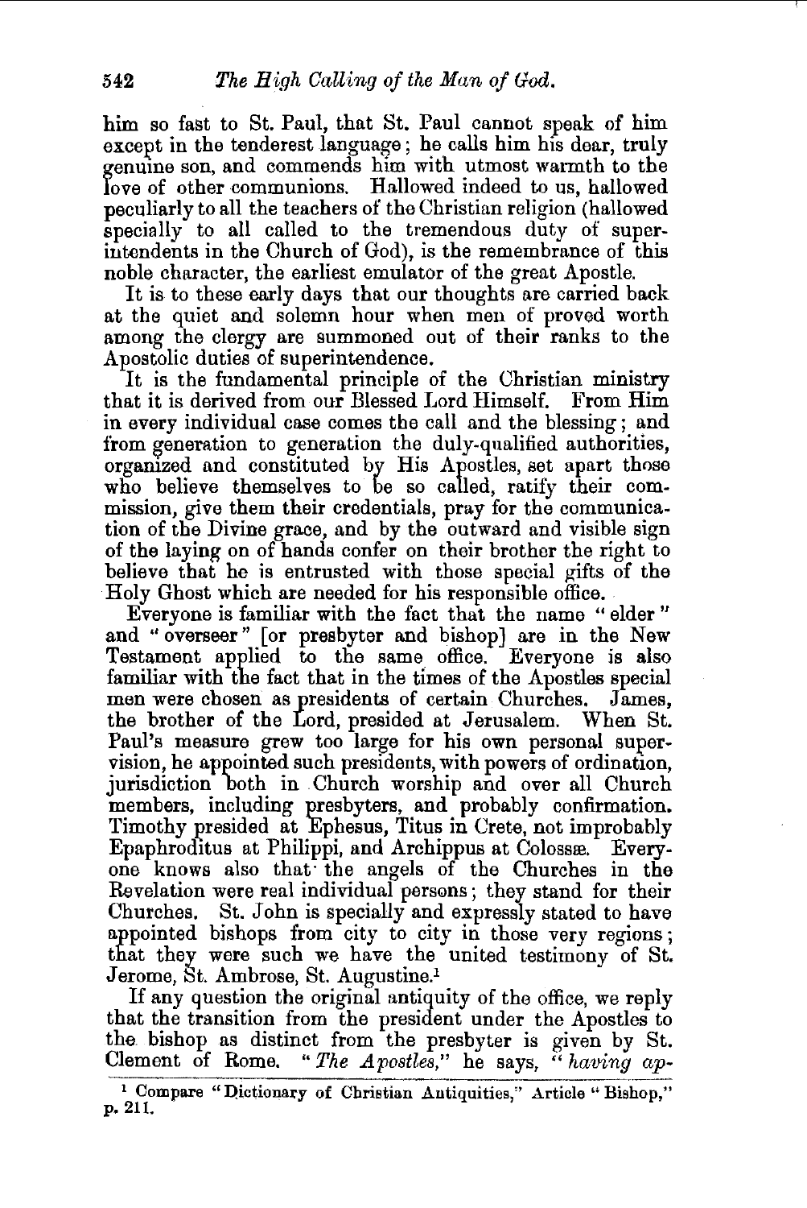him so fast to St. Paul, that St. Paul cannot speak of him except in the tenderest language; he calls him his dear, truly genuine son, and commends him with utmost warmth to the love of other communions. Hallowed indeed to us, hallowed peculiarly to all the teachers of the Christian religion (hallowed specially to all called to the tremendous duty of superintendents in the Church of God), is the remembrance of this noble character, the earliest emulator of the great Apostle.

It is to these early days that our thoughts are carried back at the quiet and solemn hour when men of proved worth among the clergy are summoned out of their ranks to the Apostolic duties of superintendence.

It is the fundamental principle of the Christian ministry that it is derived from our Blessed Lord Himself. From Him in every individual case comes the call and the blessing; and from generation to generation the duly-qualified authorities, organized and constituted by His Apostles, set apart those who believe themselves to be so called, ratify their commission, give them their credentials, pray for the communication of the Divine grace, and by the outward and visible sign of the laying on of hands confer on their brother the right to believe that he is entrusted with those special gifts of the Holy Ghost which are needed for his responsible office.

Everyone is familiar with the fact that the name "elder" and "overseer" [or presbyter and bishop] are in the New Testament applied to the same office. Everyone is also familiar with the fact that in the times of the Apostles special men were chosen as presidents of certain Churches. James, the brother of the Lord, presided at Jerusalem. When St. Paul's measure grew too large for his own personal supervision, he appointed such presidents, with powers of ordination, jurisdiction both in Church worship and over all Church members, including presbyters, and probably confirmation. Timothy presided at Ephesus, Titus in Crete, not improbably Epaphroditus at Philippi, and Archippus at Colossæ. Everyone knows also that the angels of the Churches in the Revelation were real individual persons; they stand for their Churches. St. John is specially and expressly stated to have appointed bishops from city to city in those very regions; that they were such we have the united testimony of St. Jerome, St. Ambrose, St. Augustine.[1]

If any question the original antiquity of the office, we reply that the transition from the president under the Apostles to the bishop as distinct from the presbyter is given by St. Clement of Rome. "*The Apostles,*" he says, "*having ap-*

[1] Compare "Dictionary of Christian Antiquities," Article "Bishop," p. 211.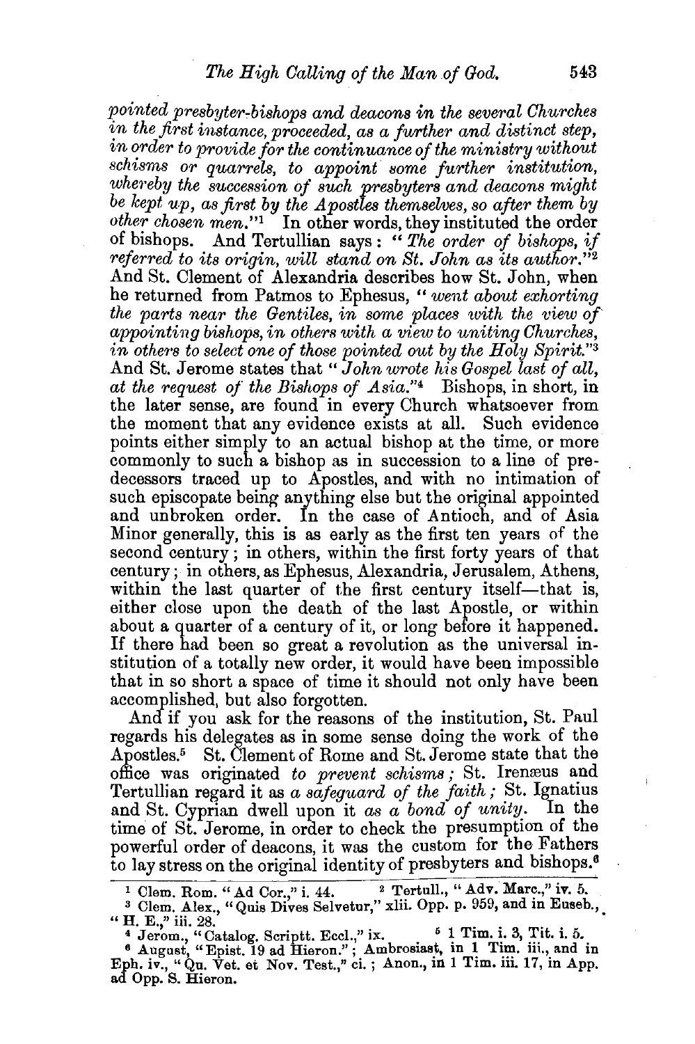*pointed presbyter-bishops and deacons in the several Churches in the first instance, proceeded, as a further and distinct step, in order to provide for the continuance of the ministry without schisms or quarrels, to appoint some further institution, whereby the succession of such presbyters and deacons might be kept up, as first by the Apostles themselves, so after them by other chosen men.*"[1] In other words, they instituted the order of bishops. And Tertullian says: "*The order of bishops, if referred to its origin, will stand on St. John as its author.*"[2] And St. Clement of Alexandria describes how St. John, when he returned from Patmos to Ephesus, "*went about exhorting the parts near the Gentiles, in some places with the view of appointing bishops, in others with a view to uniting Churches, in others to select one of those pointed out by the Holy Spirit.*"[3] And St. Jerome states that "*John wrote his Gospel last of all, at the request of the Bishops of Asia.*"[4] Bishops, in short, in the later sense, are found in every Church whatsoever from the moment that any evidence exists at all. Such evidence points either simply to an actual bishop at the time, or more commonly to such a bishop as in succession to a line of predecessors traced up to Apostles, and with no intimation of such episcopate being anything else but the original appointed and unbroken order. In the case of Antioch, and of Asia Minor generally, this is as early as the first ten years of the second century; in others, within the first forty years of that century; in others, as Ephesus, Alexandria, Jerusalem, Athens, within the last quarter of the first century itself—that is, either close upon the death of the last Apostle, or within about a quarter of a century of it, or long before it happened. If there had been so great a revolution as the universal institution of a totally new order, it would have been impossible that in so short a space of time it should not only have been accomplished, but also forgotten.

And if you ask for the reasons of the institution, St. Paul regards his delegates as in some sense doing the work of the Apostles.[5] St. Clement of Rome and St. Jerome state that the office was originated *to prevent schisms*; St. Irenæus and Tertullian regard it as *a safeguard of the faith*; St. Ignatius and St. Cyprian dwell upon it *as a bond of unity*. In the time of St. Jerome, in order to check the presumption of the powerful order of deacons, it was the custom for the Fathers to lay stress on the original identity of presbyters and bishops.[6]

---

[1] Clem. Rom. "Ad Cor.," i. 44.  [2] Tertull., "Adv. Marc.," iv. 5.

[3] Clem. Alex., "Quis Dives Selvetur," xlii. Opp. p. 959, and in Euseb., "H. E.," iii. 28.

[4] Jerom., "Catalog. Scriptt. Eccl.," ix.  [5] 1 Tim. i. 3, Tit. i. 5.

[6] August, "Epist. 19 ad Hieron."; Ambrosiast, in 1 Tim. iii., and in Eph. iv., "Qu. Vet. et Nov. Test.," ci.; Anon., in 1 Tim. iii. 17, in App. ad Opp. S. Hieron.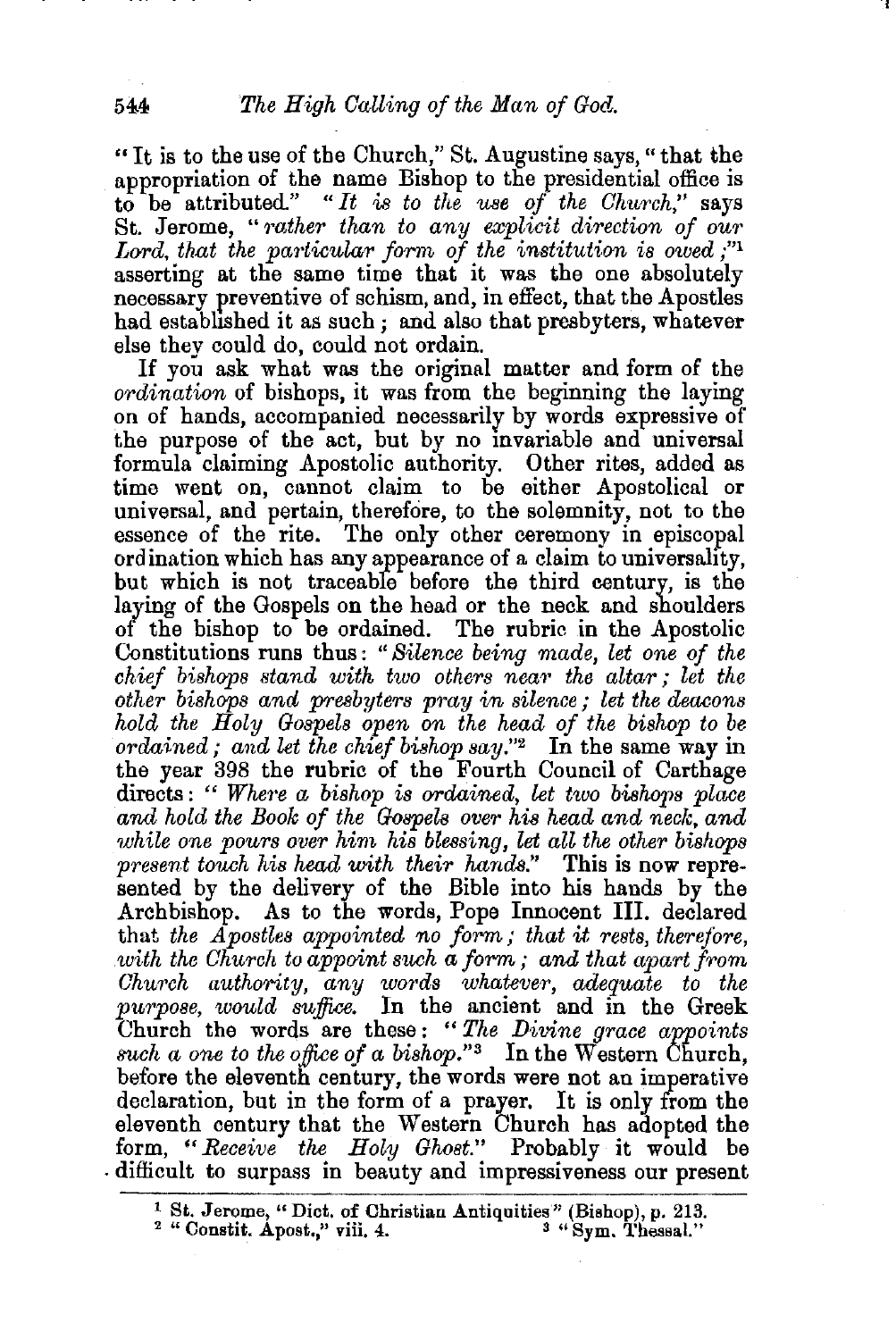"It is to the use of the Church," St. Augustine says, "that the appropriation of the name Bishop to the presidential office is to be attributed." "*It is to the use of the Church,*" says St. Jerome, "*rather than to any explicit direction of our Lord, that the particular form of the institution is owed;*"[1] asserting at the same time that it was the one absolutely necessary preventive of schism, and, in effect, that the Apostles had established it as such; and also that presbyters, whatever else they could do, could not ordain.

If you ask what was the original matter and form of the *ordination* of bishops, it was from the beginning the laying on of hands, accompanied necessarily by words expressive of the purpose of the act, but by no invariable and universal formula claiming Apostolic authority. Other rites, added as time went on, cannot claim to be either Apostolical or universal, and pertain, therefore, to the solemnity, not to the essence of the rite. The only other ceremony in episcopal ordination which has any appearance of a claim to universality, but which is not traceable before the third century, is the laying of the Gospels on the head or the neck and shoulders of the bishop to be ordained. The rubric in the Apostolic Constitutions runs thus: "*Silence being made, let one of the chief bishops stand with two others near the altar; let the other bishops and presbyters pray in silence; let the deacons hold the Holy Gospels open on the head of the bishop to be ordained; and let the chief bishop say.*"[2] In the same way in the year 398 the rubric of the Fourth Council of Carthage directs: "*Where a bishop is ordained, let two bishops place and hold the Book of the Gospels over his head and neck, and while one pours over him his blessing, let all the other bishops present touch his head with their hands.*" This is now represented by the delivery of the Bible into his hands by the Archbishop. As to the words, Pope Innocent III. declared that *the Apostles appointed no form; that it rests, therefore, with the Church to appoint such a form; and that apart from Church authority, any words whatever, adequate to the purpose, would suffice.* In the ancient and in the Greek Church the words are these: "*The Divine grace appoints such a one to the office of a bishop.*"[3] In the Western Church, before the eleventh century, the words were not an imperative declaration, but in the form of a prayer. It is only from the eleventh century that the Western Church has adopted the form, "*Receive the Holy Ghost.*" Probably it would be difficult to surpass in beauty and impressiveness our present

---

[1] St. Jerome, "Dict. of Christian Antiquities" (Bishop), p. 213.
[2] "Constit. Apost.," viii. 4.
[3] "Sym. Thessal."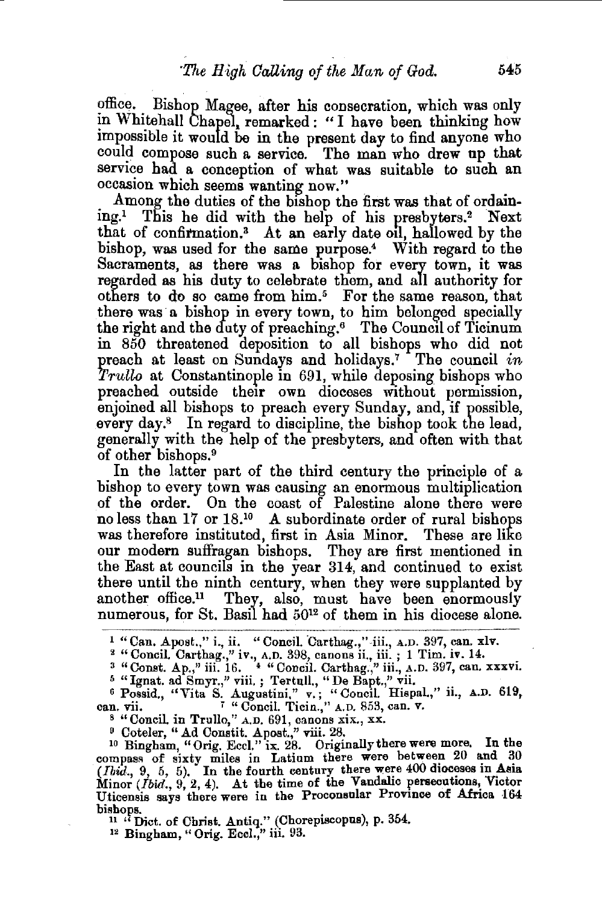office. Bishop Magee, after his consecration, which was only in Whitehall Chapel, remarked: "I have been thinking how impossible it would be in the present day to find anyone who could compose such a service. The man who drew up that service had a conception of what was suitable to such an occasion which seems wanting now."

Among the duties of the bishop the first was that of ordaining.[1] This he did with the help of his presbyters.[2] Next that of confirmation.[3] At an early date oil, hallowed by the bishop, was used for the same purpose.[4] With regard to the Sacraments, as there was a bishop for every town, it was regarded as his duty to celebrate them, and all authority for others to do so came from him.[5] For the same reason, that there was a bishop in every town, to him belonged specially the right and the duty of preaching.[6] The Council of Ticinum in 850 threatened deposition to all bishops who did not preach at least on Sundays and holidays.[7] The council *in Trullo* at Constantinople in 691, while deposing bishops who preached outside their own dioceses without permission, enjoined all bishops to preach every Sunday, and, if possible, every day.[8] In regard to discipline, the bishop took the lead, generally with the help of the presbyters, and often with that of other bishops.[9]

In the latter part of the third century the principle of a bishop to every town was causing an enormous multiplication of the order. On the coast of Palestine alone there were no less than 17 or 18.[10] A subordinate order of rural bishops was therefore instituted, first in Asia Minor. These are like our modern suffragan bishops. They are first mentioned in the East at councils in the year 314, and continued to exist there until the ninth century, when they were supplanted by another office.[11] They, also, must have been enormously numerous, for St. Basil had 50[12] of them in his diocese alone.

---

1 "Can. Apost.," i., ii. "Concil. Carthag.," iii., A.D. 397, can. xlv.

2 "Concil. Carthag.," iv., A.D. 398, canons ii., iii.; 1 Tim. iv. 14.

3 "Const. Ap.," iii. 16. 4 "Concil. Carthag.," iii., A.D. 397, can. xxxvi.

5 "Ignat. ad Smyr.," viii.; Tertull., "De Bapt.," vii.

6 Possid., "Vita S. Augustini," v.; "Concil. Hispal.," ii., A.D. 619, can. vii. 7 "Concil. Ticin.," A.D. 853, can. v.

8 "Concil. in Trullo," A.D. 691, canons xix., xx.

9 Coteler, "Ad Constit. Apost.," viii. 28.

10 Bingham, "Orig. Eccl." ix. 28. Originally there were more. In the compass of sixty miles in Latium there were between 20 and 30 (*Ibid.*, 9, 5, 5). In the fourth century there were 400 dioceses in Asia Minor (*Ibid.*, 9, 2, 4). At the time of the Vandalic persecutions, Victor Uticensis says there were in the Proconsular Province of Africa 164 bishops.

11 "Dict. of Christ. Antiq." (Chorepiscopus), p. 354.

12 Bingham, "Orig. Eccl.," iii. 93.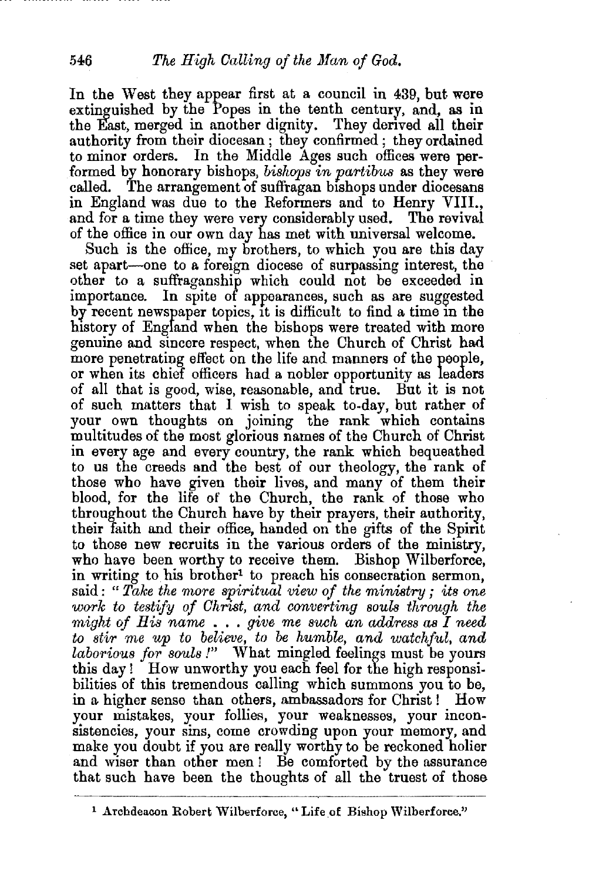In the West they appear first at a council in 439, but were extinguished by the Popes in the tenth century, and, as in the East, merged in another dignity. They derived all their authority from their diocesan; they confirmed; they ordained to minor orders. In the Middle Ages such offices were performed by honorary bishops, *bishops in partibus* as they were called. The arrangement of suffragan bishops under diocesans in England was due to the Reformers and to Henry VIII., and for a time they were very considerably used. The revival of the office in our own day has met with universal welcome.

Such is the office, my brothers, to which you are this day set apart—one to a foreign diocese of surpassing interest, the other to a suffraganship which could not be exceeded in importance. In spite of appearances, such as are suggested by recent newspaper topics, it is difficult to find a time in the history of England when the bishops were treated with more genuine and sincere respect, when the Church of Christ had more penetrating effect on the life and manners of the people, or when its chief officers had a nobler opportunity as leaders of all that is good, wise, reasonable, and true. But it is not of such matters that I wish to speak to-day, but rather of your own thoughts on joining the rank which contains multitudes of the most glorious names of the Church of Christ in every age and every country, the rank which bequeathed to us the creeds and the best of our theology, the rank of those who have given their lives, and many of them their blood, for the life of the Church, the rank of those who throughout the Church have by their prayers, their authority, their faith and their office, handed on the gifts of the Spirit to those new recruits in the various orders of the ministry, who have been worthy to receive them. Bishop Wilberforce, in writing to his brother[1] to preach his consecration sermon, said: "*Take the more spiritual view of the ministry; its one work to testify of Christ, and converting souls through the might of His name . . . give me such an address as I need to stir me up to believe, to be humble, and watchful, and laborious for souls!*" What mingled feelings must be yours this day! How unworthy you each feel for the high responsibilities of this tremendous calling which summons you to be, in a higher sense than others, ambassadors for Christ! How your mistakes, your follies, your weaknesses, your inconsistencies, your sins, come crowding upon your memory, and make you doubt if you are really worthy to be reckoned holier and wiser than other men! Be comforted by the assurance that such have been the thoughts of all the truest of those

[1] Archdeacon Robert Wilberforce, "Life of Bishop Wilberforce."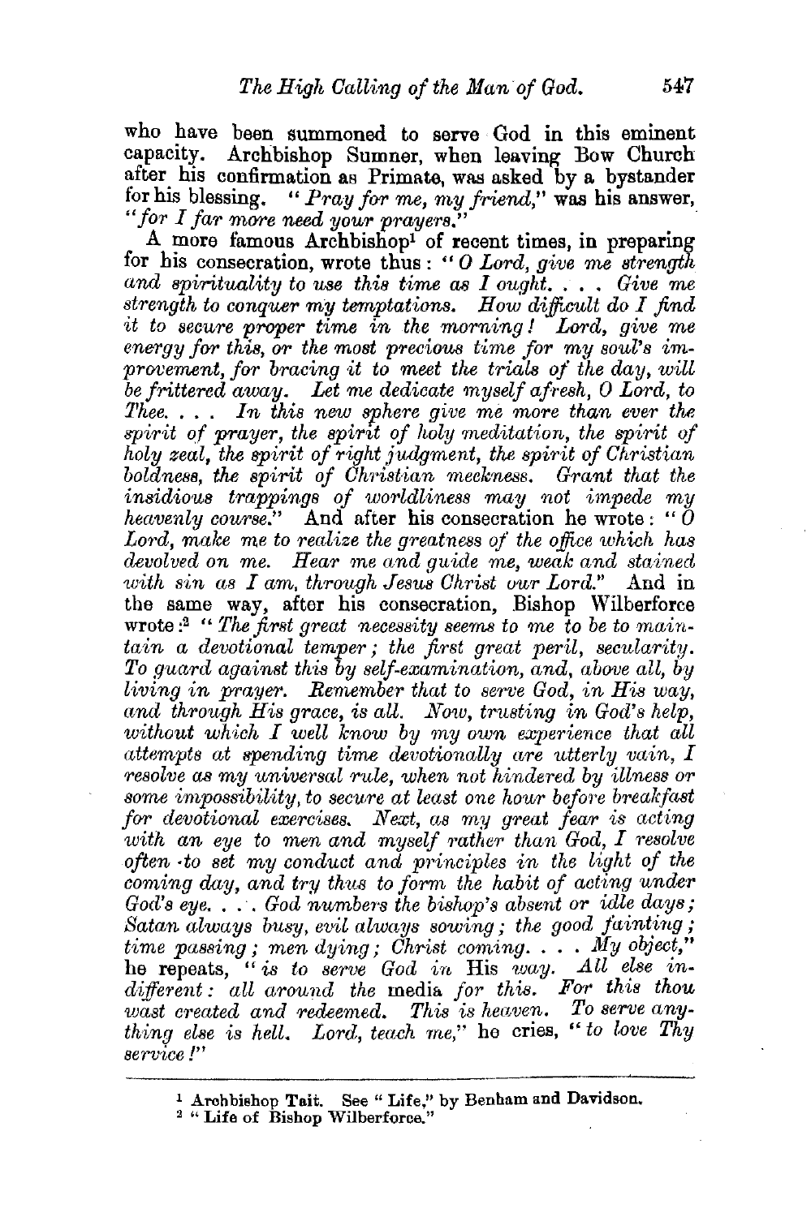who have been summoned to serve God in this eminent capacity. Archbishop Sumner, when leaving Bow Church after his confirmation as Primate, was asked by a bystander for his blessing. "*Pray for me, my friend,*" was his answer, "*for I far more need your prayers.*"

A more famous Archbishop[1] of recent times, in preparing for his consecration, wrote thus: "*O Lord, give me strength and spirituality to use this time as I ought. . . . Give me strength to conquer my temptations. How difficult do I find it to secure proper time in the morning! Lord, give me energy for this, or the most precious time for my soul's improvement, for bracing it to meet the trials of the day, will be frittered away. Let me dedicate myself afresh, O Lord, to Thee. . . . In this new sphere give me more than ever the spirit of prayer, the spirit of holy meditation, the spirit of holy zeal, the spirit of right judgment, the spirit of Christian boldness, the spirit of Christian meekness. Grant that the insidious trappings of worldliness may not impede my heavenly course.*" And after his consecration he wrote: "*O Lord, make me to realize the greatness of the office which has devolved on me. Hear me and guide me, weak and stained with sin as I am, through Jesus Christ our Lord.*" And in the same way, after his consecration, Bishop Wilberforce wrote:[2] "*The first great necessity seems to me to be to maintain a devotional temper; the first great peril, secularity. To guard against this by self-examination, and, above all, by living in prayer. Remember that to serve God, in His way, and through His grace, is all. Now, trusting in God's help, without which I well know by my own experience that all attempts at spending time devotionally are utterly vain, I resolve as my universal rule, when not hindered by illness or some impossibility, to secure at least one hour before breakfast for devotional exercises. Next, as my great fear is acting with an eye to men and myself rather than God, I resolve often to set my conduct and principles in the light of the coming day, and try thus to form the habit of acting under God's eye. . . . God numbers the bishop's absent or idle days; Satan always busy, evil always sowing; the good fainting; time passing; men dying; Christ coming. . . . My object,*" he repeats, "*is to serve God in* His *way. All else indifferent: all around the* media *for this. For this thou wast created and redeemed. This is heaven. To serve anything else is hell. Lord, teach me,*" he cries, "*to love Thy service!*"

---

[1] Archbishop Tait. See "Life," by Benham and Davidson.

[2] "Life of Bishop Wilberforce."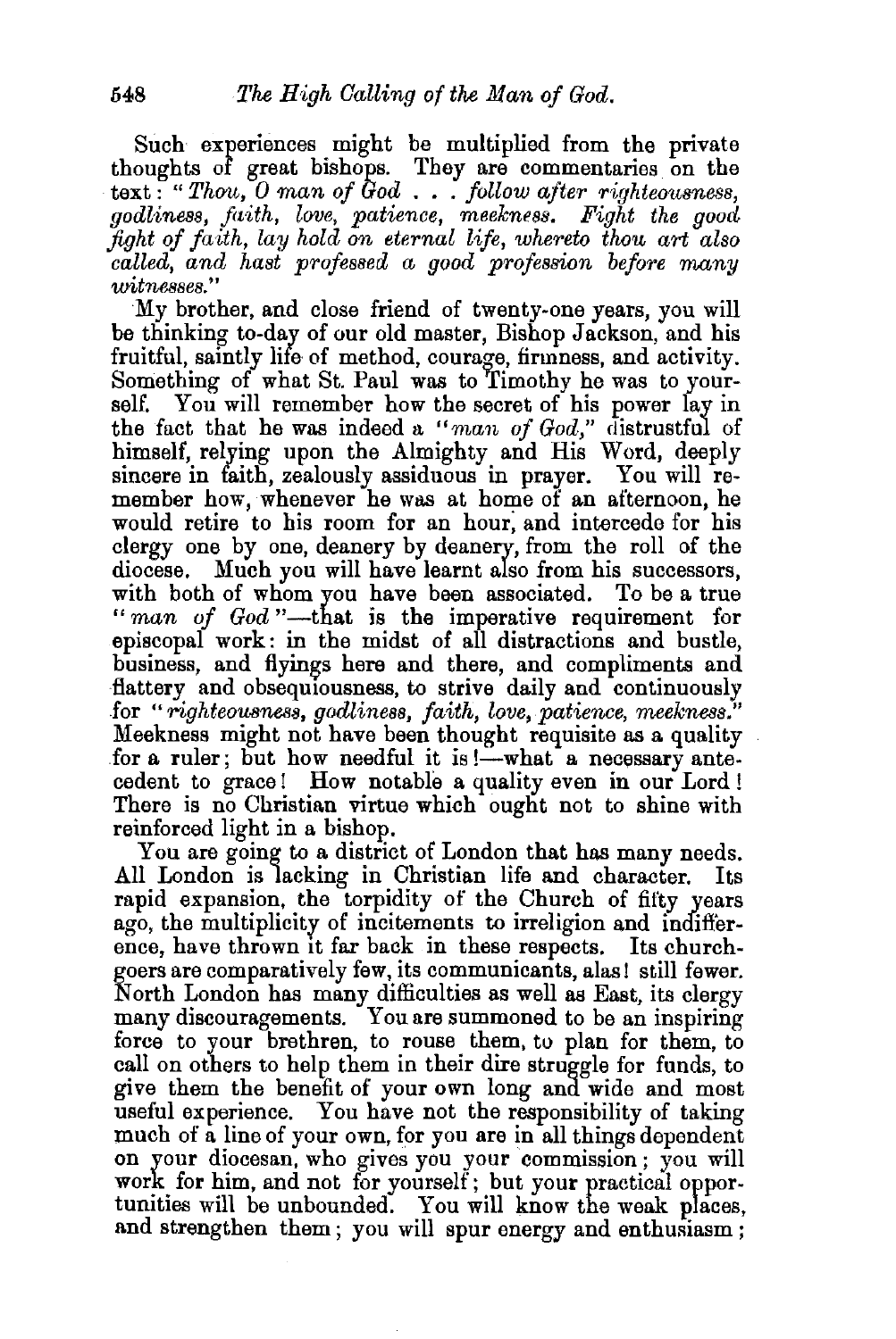Such experiences might be multiplied from the private thoughts of great bishops. They are commentaries on the text: "*Thou, O man of God . . . follow after righteousness, godliness, faith, love, patience, meekness. Fight the good fight of faith, lay hold on eternal life, whereto thou art also called, and hast professed a good profession before many witnesses.*"

My brother, and close friend of twenty-one years, you will be thinking to-day of our old master, Bishop Jackson, and his fruitful, saintly life of method, courage, firmness, and activity. Something of what St. Paul was to Timothy he was to yourself. You will remember how the secret of his power lay in the fact that he was indeed a "*man of God*," distrustful of himself, relying upon the Almighty and His Word, deeply sincere in faith, zealously assiduous in prayer. You will remember how, whenever he was at home of an afternoon, he would retire to his room for an hour, and intercede for his clergy one by one, deanery by deanery, from the roll of the diocese. Much you will have learnt also from his successors, with both of whom you have been associated. To be a true "*man of God*"—that is the imperative requirement for episcopal work: in the midst of all distractions and bustle, business, and flyings here and there, and compliments and flattery and obsequiousness, to strive daily and continuously for "*righteousness, godliness, faith, love, patience, meekness.*" Meekness might not have been thought requisite as a quality for a ruler; but how needful it is!—what a necessary antecedent to grace! How notable a quality even in our Lord! There is no Christian virtue which ought not to shine with reinforced light in a bishop.

You are going to a district of London that has many needs. All London is lacking in Christian life and character. Its rapid expansion, the torpidity of the Church of fifty years ago, the multiplicity of incitements to irreligion and indifference, have thrown it far back in these respects. Its churchgoers are comparatively few, its communicants, alas! still fewer. North London has many difficulties as well as East, its clergy many discouragements. You are summoned to be an inspiring force to your brethren, to rouse them, to plan for them, to call on others to help them in their dire struggle for funds, to give them the benefit of your own long and wide and most useful experience. You have not the responsibility of taking much of a line of your own, for you are in all things dependent on your diocesan, who gives you your commission; you will work for him, and not for yourself; but your practical opportunities will be unbounded. You will know the weak places, and strengthen them; you will spur energy and enthusiasm;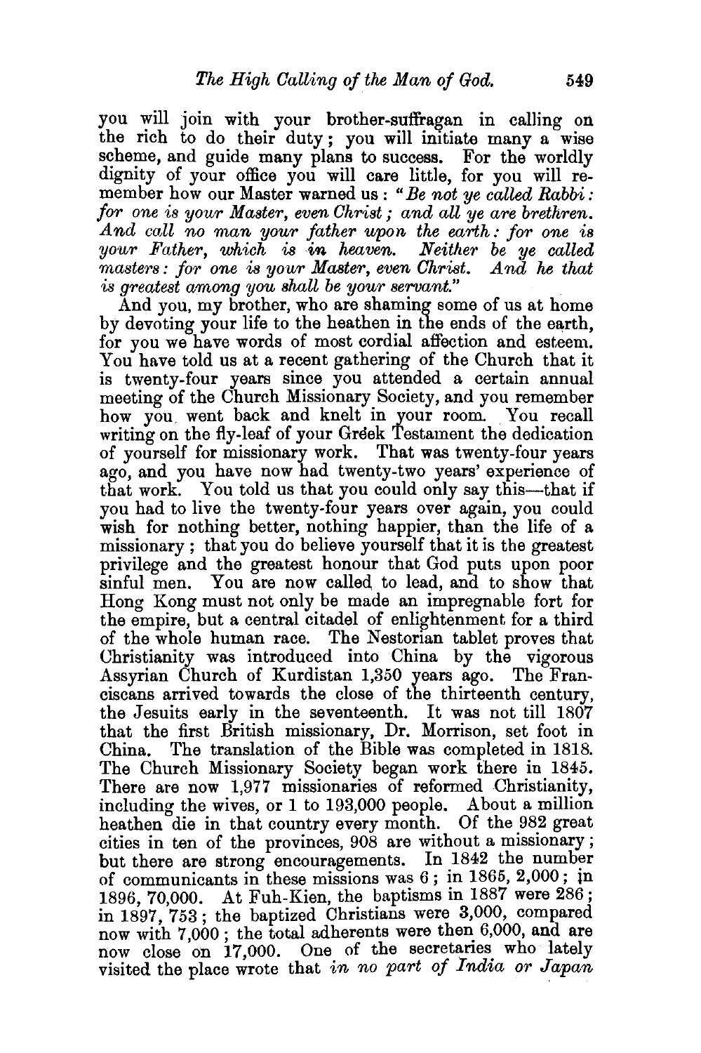you will join with your brother-suffragan in calling on the rich to do their duty; you will initiate many a wise scheme, and guide many plans to success. For the worldly dignity of your office you will care little, for you will remember how our Master warned us: "*Be not ye called Rabbi: for one is your Master, even Christ; and all ye are brethren. And call no man your father upon the earth: for one is your Father, which is in heaven. Neither be ye called masters: for one is your Master, even Christ. And he that is greatest among you shall be your servant.*"

And you, my brother, who are shaming some of us at home by devoting your life to the heathen in the ends of the earth, for you we have words of most cordial affection and esteem. You have told us at a recent gathering of the Church that it is twenty-four years since you attended a certain annual meeting of the Church Missionary Society, and you remember how you went back and knelt in your room. You recall writing on the fly-leaf of your Greek Testament the dedication of yourself for missionary work. That was twenty-four years ago, and you have now had twenty-two years' experience of that work. You told us that you could only say this—that if you had to live the twenty-four years over again, you could wish for nothing better, nothing happier, than the life of a missionary; that you do believe yourself that it is the greatest privilege and the greatest honour that God puts upon poor sinful men. You are now called to lead, and to show that Hong Kong must not only be made an impregnable fort for the empire, but a central citadel of enlightenment for a third of the whole human race. The Nestorian tablet proves that Christianity was introduced into China by the vigorous Assyrian Church of Kurdistan 1,350 years ago. The Franciscans arrived towards the close of the thirteenth century, the Jesuits early in the seventeenth. It was not till 1807 that the first British missionary, Dr. Morrison, set foot in China. The translation of the Bible was completed in 1818. The Church Missionary Society began work there in 1845. There are now 1,977 missionaries of reformed Christianity, including the wives, or 1 to 193,000 people. About a million heathen die in that country every month. Of the 982 great cities in ten of the provinces, 908 are without a missionary; but there are strong encouragements. In 1842 the number of communicants in these missions was 6; in 1865, 2,000; in 1896, 70,000. At Fuh-Kien, the baptisms in 1887 were 286; in 1897, 753; the baptized Christians were 3,000, compared now with 7,000; the total adherents were then 6,000, and are now close on 17,000. One of the secretaries who lately visited the place wrote that *in no part of India or Japan*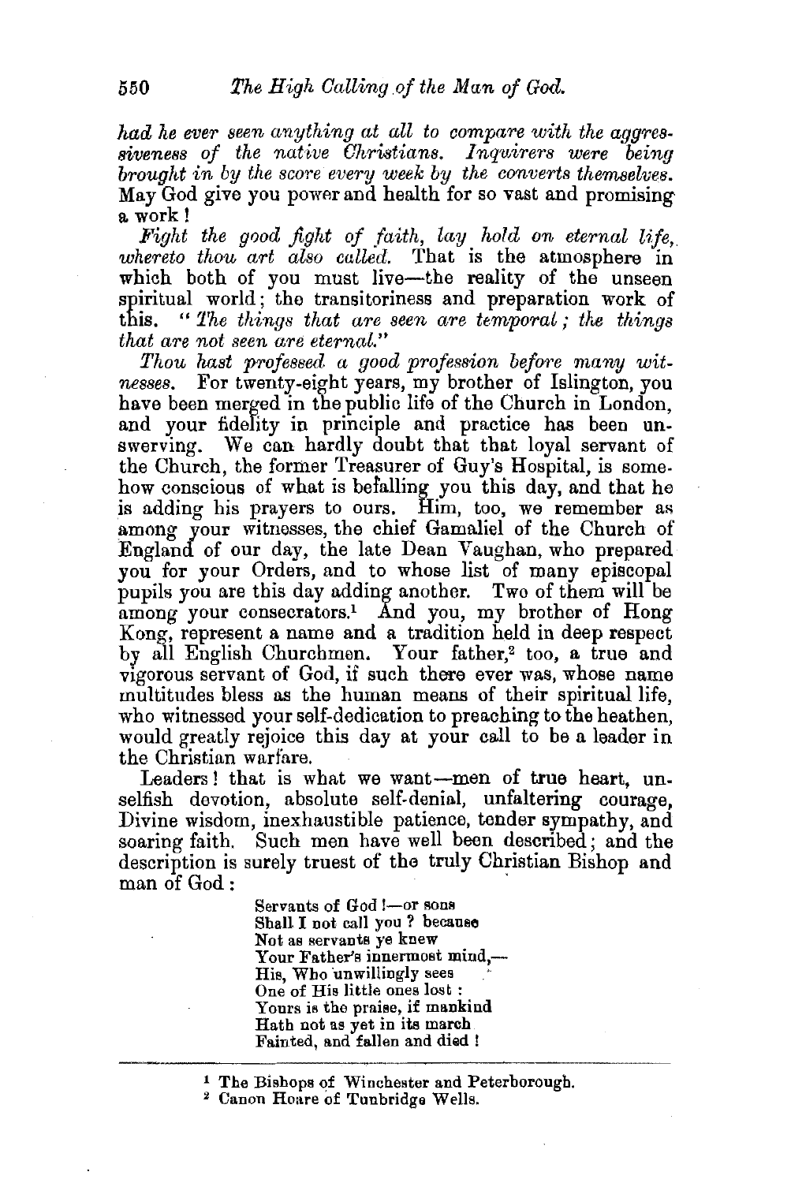*had he ever seen anything at all to compare with the aggressiveness of the native Christians. Inquirers were being brought in by the score every week by the converts themselves.* May God give you power and health for so vast and promising a work!

*Fight the good fight of faith, lay hold on eternal life, whereto thou art also called.* That is the atmosphere in which both of you must live—the reality of the unseen spiritual world; the transitoriness and preparation work of this. "*The things that are seen are temporal; the things that are not seen are eternal.*"

*Thou hast professed a good profession before many witnesses.* For twenty-eight years, my brother of Islington, you have been merged in the public life of the Church in London, and your fidelity in principle and practice has been unswerving. We can hardly doubt that that loyal servant of the Church, the former Treasurer of Guy's Hospital, is somehow conscious of what is befalling you this day, and that he is adding his prayers to ours. Him, too, we remember as among your witnesses, the chief Gamaliel of the Church of England of our day, the late Dean Vaughan, who prepared you for your Orders, and to whose list of many episcopal pupils you are this day adding another. Two of them will be among your consecrators.[1] And you, my brother of Hong Kong, represent a name and a tradition held in deep respect by all English Churchmen. Your father,[2] too, a true and vigorous servant of God, if such there ever was, whose name multitudes bless as the human means of their spiritual life, who witnessed your self-dedication to preaching to the heathen, would greatly rejoice this day at your call to be a leader in the Christian warfare.

Leaders! that is what we want—men of true heart, unselfish devotion, absolute self-denial, unfaltering courage, Divine wisdom, inexhaustible patience, tender sympathy, and soaring faith. Such men have well been described; and the description is surely truest of the truly Christian Bishop and man of God:

> Servants of God!—or sons
> Shall I not call you? because
> Not as servants ye knew
> Your Father's innermost mind,—
> His, Who unwillingly sees
> One of His little ones lost:
> Yours is the praise, if mankind
> Hath not as yet in its march
> Fainted, and fallen and died!

---

[1] The Bishops of Winchester and Peterborough.

[2] Canon Hoare of Tunbridge Wells.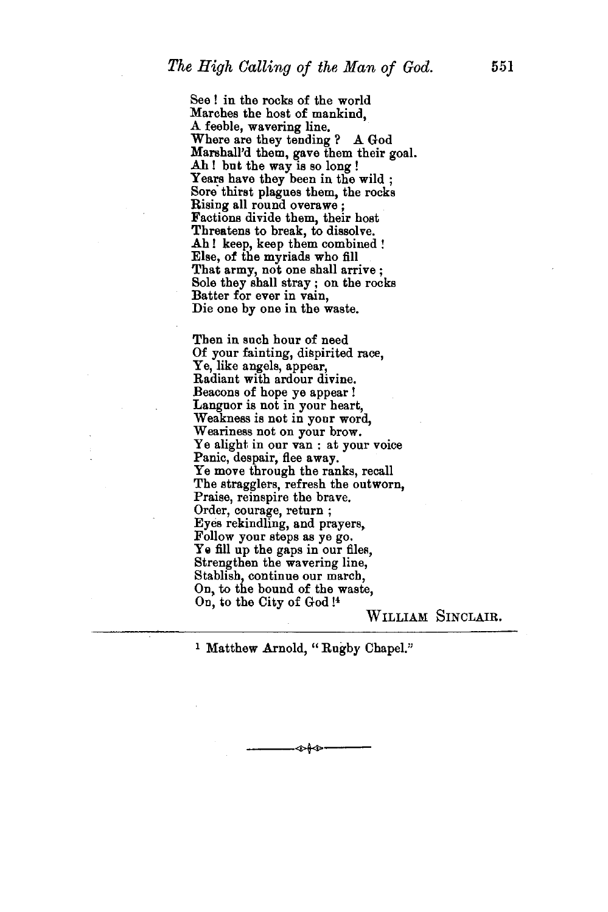See ! in the rocks of the world
Marches the host of mankind,
A feeble, wavering line.
Where are they tending ? A God
Marshall'd them, gave them their goal.
Ah ! but the way is so long !
Years have they been in the wild ;
Sore thirst plagues them, the rocks
Rising all round overawe ;
Factions divide them, their host
Threatens to break, to dissolve.
Ah ! keep, keep them combined !
Else, of the myriads who fill
That army, not one shall arrive ;
Sole they shall stray ; on the rocks
Batter for ever in vain,
Die one by one in the waste.

Then in such hour of need
Of your fainting, dispirited race,
Ye, like angels, appear,
Radiant with ardour divine.
Beacons of hope ye appear !
Languor is not in your heart,
Weakness is not in your word,
Weariness not on your brow.
Ye alight in our van : at your voice
Panic, despair, flee away.
Ye move through the ranks, recall
The stragglers, refresh the outworn,
Praise, reinspire the brave.
Order, courage, return ;
Eyes rekindling, and prayers,
Follow your steps as ye go.
Ye fill up the gaps in our files,
Strengthen the wavering line,
Stablish, continue our march,
On, to the bound of the waste,
On, to the City of God ![1]

WILLIAM SINCLAIR.

---

[1] Matthew Arnold, "Rugby Chapel."